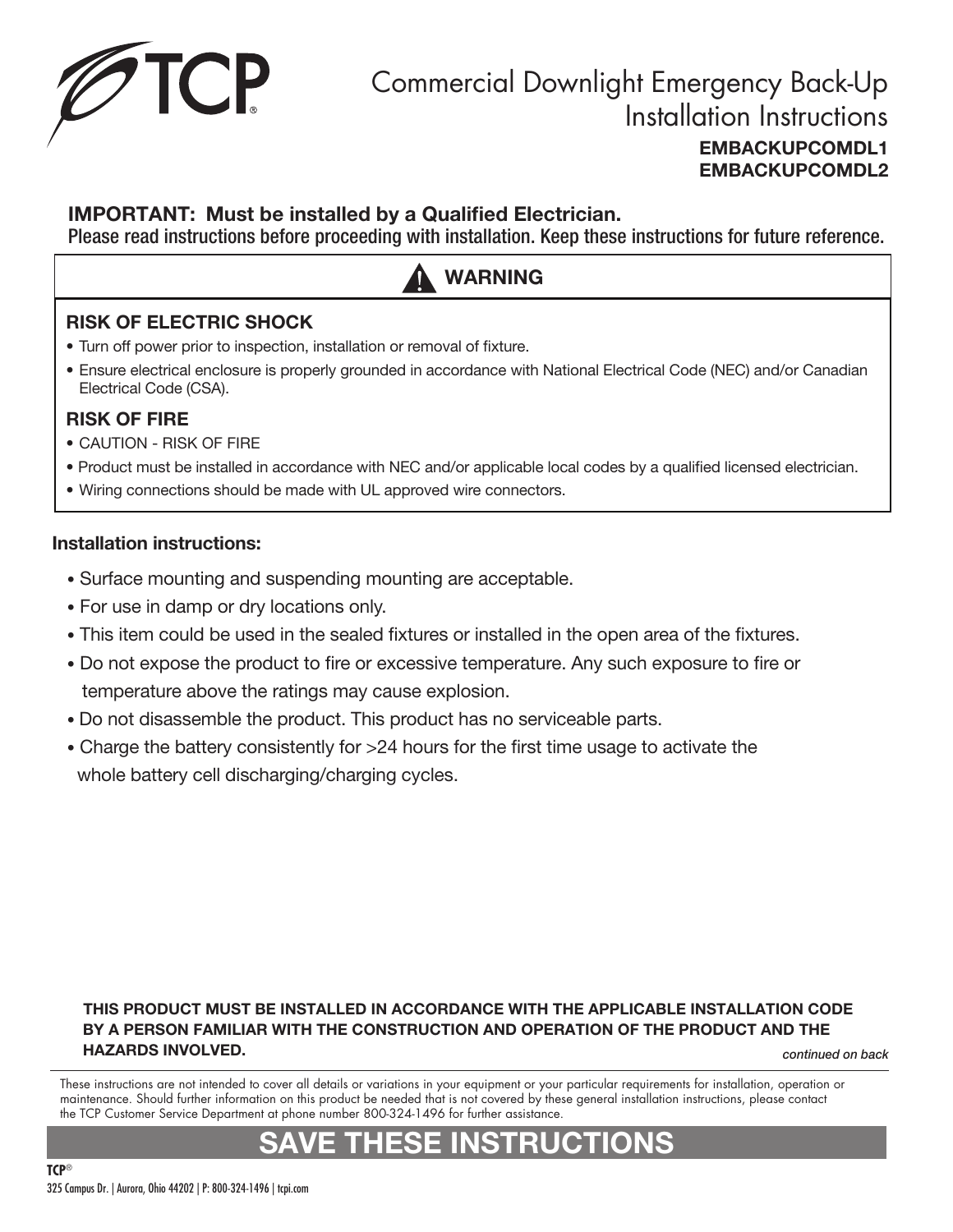# Commercial Downlight Emergency Back-Up Installation Instructions

**EMBACKUPCOMDL1**
**EMBACKUPCOMDL2**

**IMPORTANT: Must be installed by a Qualified Electrician.**
Please read instructions before proceeding with installation. Keep these instructions for future reference.

## ⚠ WARNING

### RISK OF ELECTRIC SHOCK

- Turn off power prior to inspection, installation or removal of fixture.
- Ensure electrical enclosure is properly grounded in accordance with National Electrical Code (NEC) and/or Canadian Electrical Code (CSA).

### RISK OF FIRE

- CAUTION - RISK OF FIRE
- Product must be installed in accordance with NEC and/or applicable local codes by a qualified licensed electrician.
- Wiring connections should be made with UL approved wire connectors.

### Installation instructions:

- Surface mounting and suspending mounting are acceptable.
- For use in damp or dry locations only.
- This item could be used in the sealed fixtures or installed in the open area of the fixtures.
- Do not expose the product to fire or excessive temperature. Any such exposure to fire or temperature above the ratings may cause explosion.
- Do not disassemble the product. This product has no serviceable parts.
- Charge the battery consistently for >24 hours for the first time usage to activate the whole battery cell discharging/charging cycles.

**THIS PRODUCT MUST BE INSTALLED IN ACCORDANCE WITH THE APPLICABLE INSTALLATION CODE BY A PERSON FAMILIAR WITH THE CONSTRUCTION AND OPERATION OF THE PRODUCT AND THE HAZARDS INVOLVED.**

*continued on back*

These instructions are not intended to cover all details or variations in your equipment or your particular requirements for installation, operation or maintenance. Should further information on this product be needed that is not covered by these general installation instructions, please contact the TCP Customer Service Department at phone number 800-324-1496 for further assistance.

## SAVE THESE INSTRUCTIONS

**TCP®**
325 Campus Dr. | Aurora, Ohio 44202 | P: 800-324-1496 | tcpi.com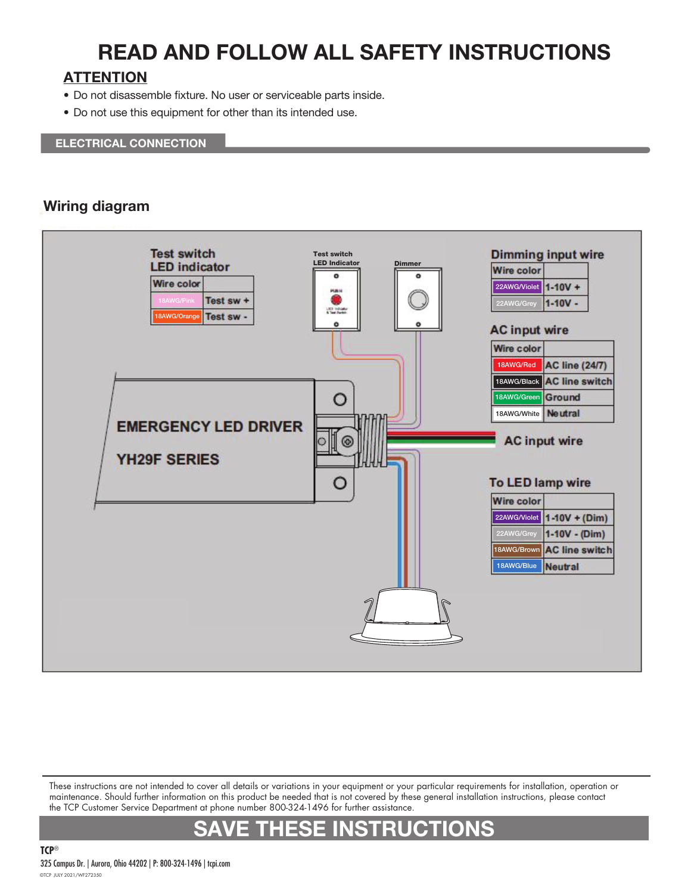# READ AND FOLLOW ALL SAFETY INSTRUCTIONS

## ATTENTION

- Do not disassemble fixture. No user or serviceable parts inside.
- Do not use this equipment for other than its intended use.

## ELECTRICAL CONNECTION

### Wiring diagram

**Test switch LED indicator**

| Wire color | |
|---|---|
| 18AWG/Pink | Test sw + |
| 18AWG/Orange | Test sw - |

Test switch LED Indicator

Dimmer

**Dimming input wire**

| Wire color | |
|---|---|
| 22AWG/Violet | 1-10V + |
| 22AWG/Grey | 1-10V - |

**AC input wire**

| Wire color | |
|---|---|
| 18AWG/Red | AC line (24/7) |
| 18AWG/Black | AC line switch |
| 18AWG/Green | Ground |
| 18AWG/White | Neutral |

EMERGENCY LED DRIVER

YH29F SERIES

AC input wire

**To LED lamp wire**

| Wire color | |
|---|---|
| 22AWG/Violet | 1-10V + (Dim) |
| 22AWG/Grey | 1-10V - (Dim) |
| 18AWG/Brown | AC line switch |
| 18AWG/Blue | Neutral |

These instructions are not intended to cover all details or variations in your equipment or your particular requirements for installation, operation or maintenance. Should further information on this product be needed that is not covered by these general installation instructions, please contact the TCP Customer Service Department at phone number 800-324-1496 for further assistance.

## SAVE THESE INSTRUCTIONS

TCP®

325 Campus Dr. | Aurora, Ohio 44202 | P: 800-324-1496 | tcpi.com

©TCP JULY 2021/WF272350